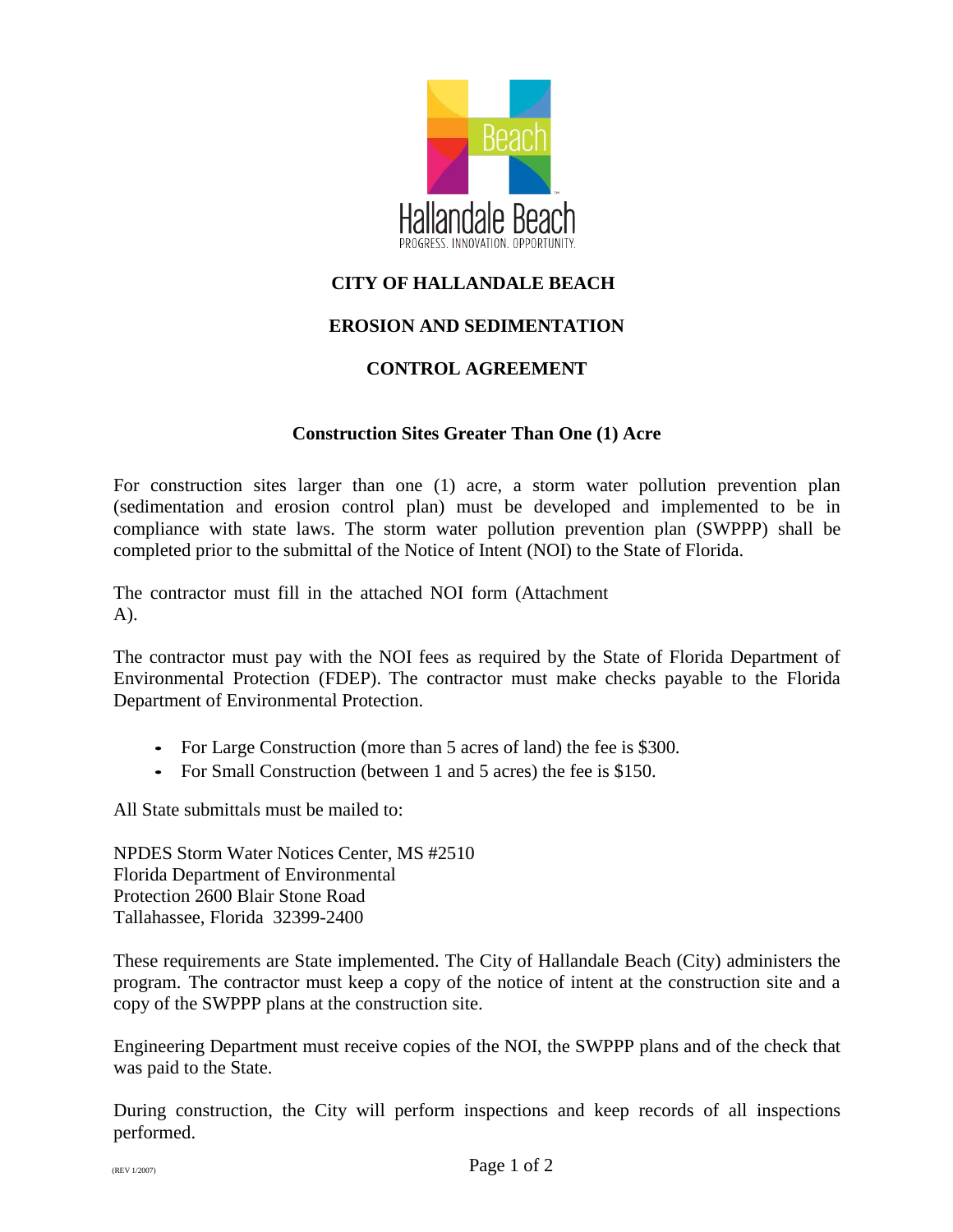# CITY OF HALLANDALE BEACH

## EROSION AND SEDIMENTATION

## CONTROL AGREEMENT

### Construction Sites Greater Than One (1) Acre

For construction sites larger than one (1) acre, a storm water pollution prevention plan (sedimentation and erosion control plan) must be developed and implemented to be in compliance with state laws. The storm water pollution prevention plan (SWPPP) shall be completed prior to the submittal of the Notice of Intent (NOI) to the State of Florida.

The contractor must fill in the attached NOI form (Attachment A).

The contractor must pay with the NOI fees as required by the State of Florida Department of Environmental Protection (FDEP). The contractor must make checks payable to the Florida Department of Environmental Protection.

- For Large Construction (more than 5 acres of land) the fee is $300.
- For Small Construction (between 1 and 5 acres) the fee is $150.

All State submittals must be mailed to:

NPDES Storm Water Notices Center, MS #2510
Florida Department of Environmental
Protection 2600 Blair Stone Road
Tallahassee, Florida 32399-2400

These requirements are State implemented. The City of Hallandale Beach (City) administers the program. The contractor must keep a copy of the notice of intent at the construction site and a copy of the SWPPP plans at the construction site.

Engineering Department must receive copies of the NOI, the SWPPP plans and of the check that was paid to the State.

During construction, the City will perform inspections and keep records of all inspections performed.

(REV 1/2007)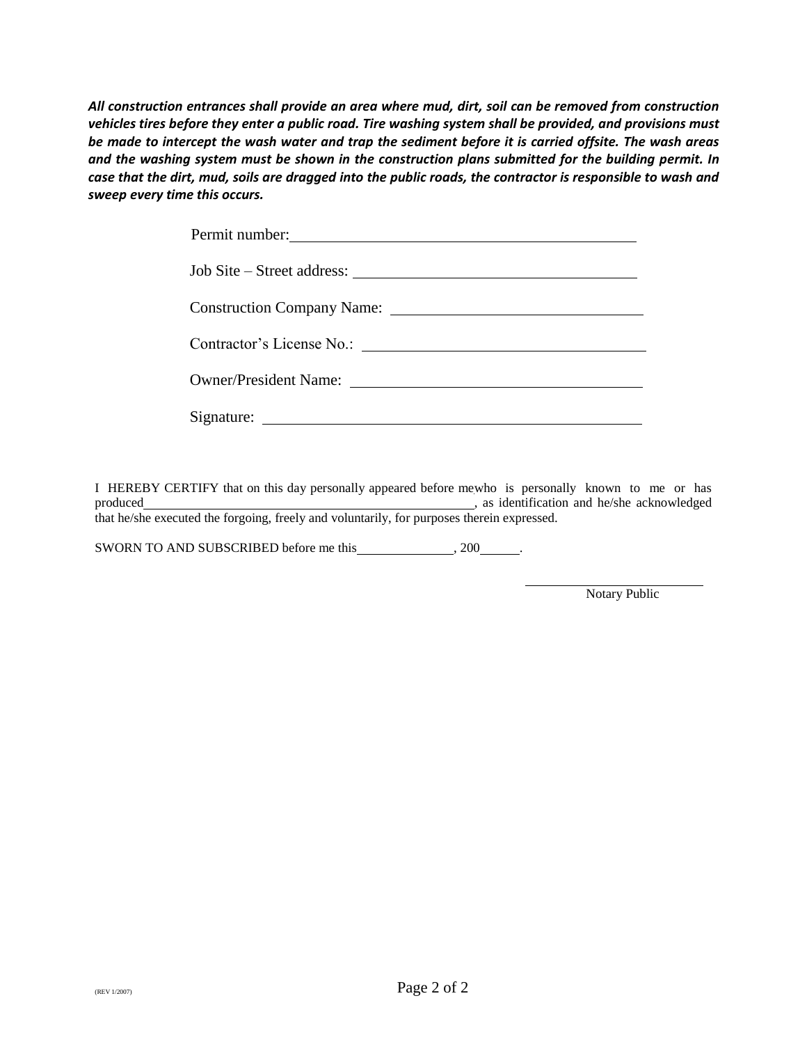***All construction entrances shall provide an area where mud, dirt, soil can be removed from construction vehicles tires before they enter a public road. Tire washing system shall be provided, and provisions must be made to intercept the wash water and trap the sediment before it is carried offsite. The wash areas and the washing system must be shown in the construction plans submitted for the building permit. In case that the dirt, mud, soils are dragged into the public roads, the contractor is responsible to wash and sweep every time this occurs.***

Permit number: ____________________________________________

Job Site – Street address: ____________________________________

Construction Company Name: ________________________________

Contractor's License No.: ____________________________________

Owner/President Name: ______________________________________

Signature: ________________________________________________

I HEREBY CERTIFY that on this day personally appeared before mewho is personally known to me or has produced ____________________________________________, as identification and he/she acknowledged that he/she executed the forgoing, freely and voluntarily, for purposes therein expressed.

SWORN TO AND SUBSCRIBED before me this ______________, 200______.

________________________
Notary Public

(REV 1/2007)